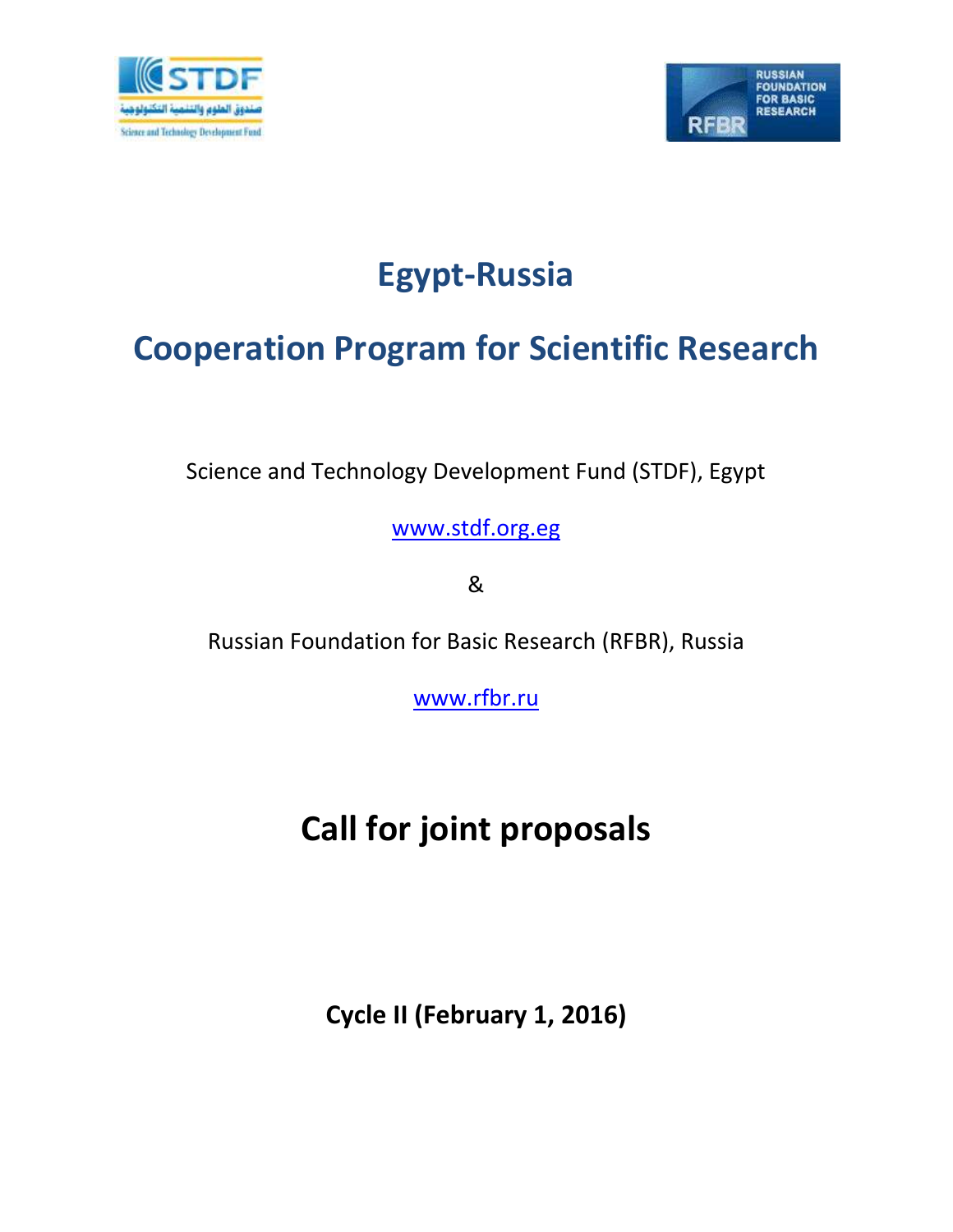# Egypt-Russia

# Cooperation Program for Scientific Research

Science and Technology Development Fund (STDF), Egypt

www.stdf.org.eg

&

Russian Foundation for Basic Research (RFBR), Russia

www.rfbr.ru

# Call for joint proposals

**Cycle II (February 1, 2016)**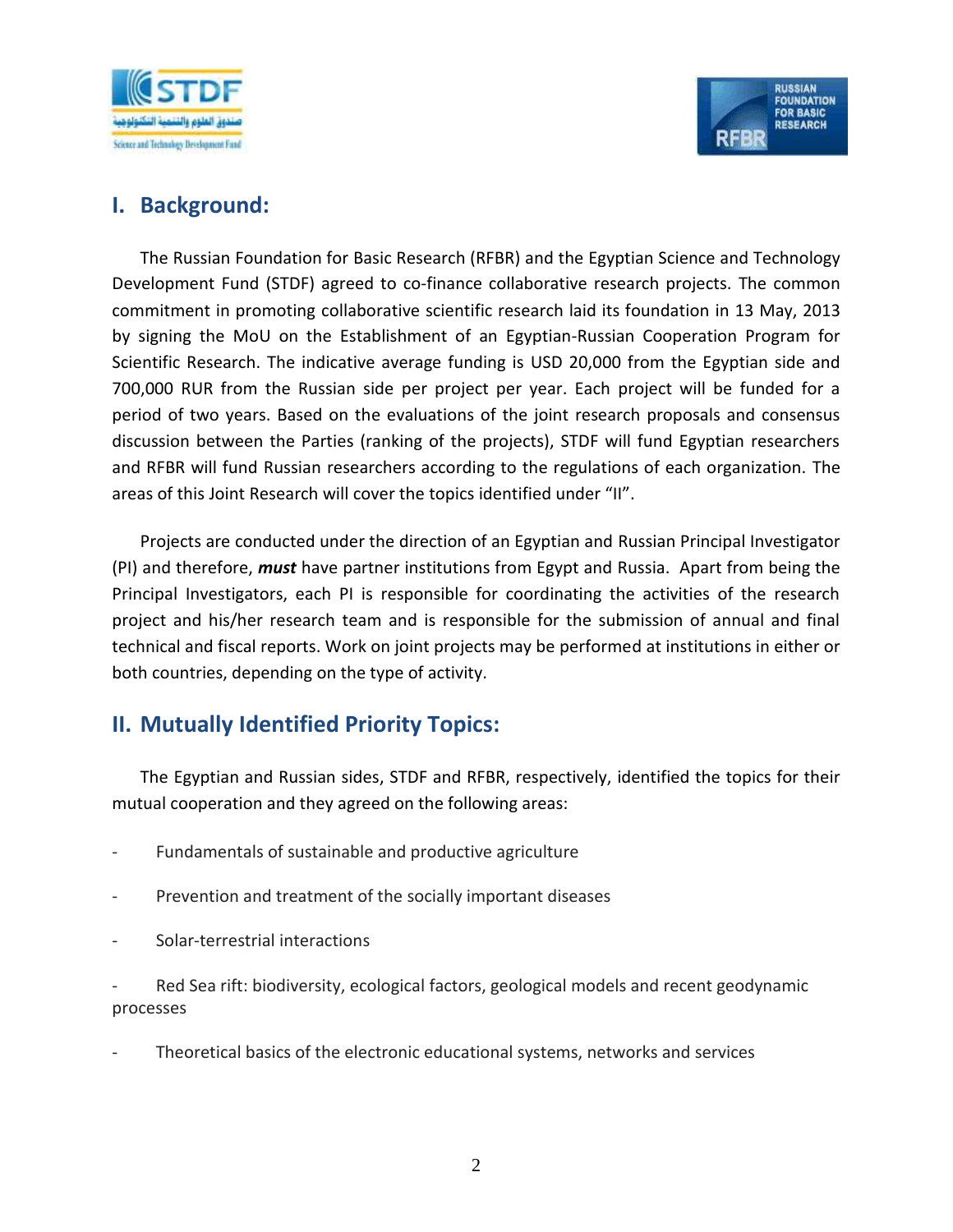## I. Background:

The Russian Foundation for Basic Research (RFBR) and the Egyptian Science and Technology Development Fund (STDF) agreed to co-finance collaborative research projects. The common commitment in promoting collaborative scientific research laid its foundation in 13 May, 2013 by signing the MoU on the Establishment of an Egyptian-Russian Cooperation Program for Scientific Research. The indicative average funding is USD 20,000 from the Egyptian side and 700,000 RUR from the Russian side per project per year. Each project will be funded for a period of two years. Based on the evaluations of the joint research proposals and consensus discussion between the Parties (ranking of the projects), STDF will fund Egyptian researchers and RFBR will fund Russian researchers according to the regulations of each organization. The areas of this Joint Research will cover the topics identified under "II".

Projects are conducted under the direction of an Egyptian and Russian Principal Investigator (PI) and therefore, ***must*** have partner institutions from Egypt and Russia. Apart from being the Principal Investigators, each PI is responsible for coordinating the activities of the research project and his/her research team and is responsible for the submission of annual and final technical and fiscal reports. Work on joint projects may be performed at institutions in either or both countries, depending on the type of activity.

## II. Mutually Identified Priority Topics:

The Egyptian and Russian sides, STDF and RFBR, respectively, identified the topics for their mutual cooperation and they agreed on the following areas:

- Fundamentals of sustainable and productive agriculture
- Prevention and treatment of the socially important diseases
- Solar-terrestrial interactions
- Red Sea rift: biodiversity, ecological factors, geological models and recent geodynamic processes
- Theoretical basics of the electronic educational systems, networks and services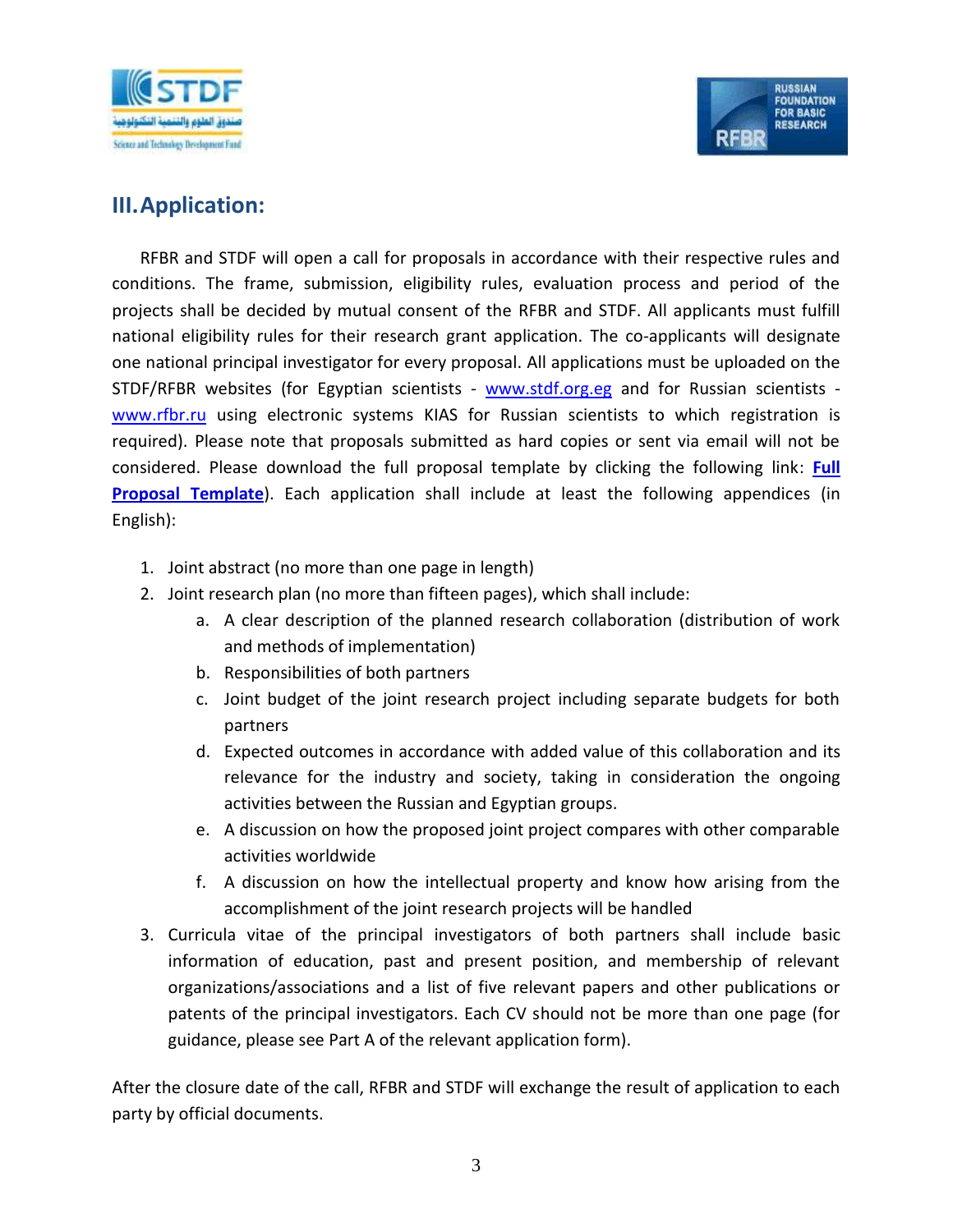## III. Application:

RFBR and STDF will open a call for proposals in accordance with their respective rules and conditions. The frame, submission, eligibility rules, evaluation process and period of the projects shall be decided by mutual consent of the RFBR and STDF. All applicants must fulfill national eligibility rules for their research grant application. The co-applicants will designate one national principal investigator for every proposal. All applications must be uploaded on the STDF/RFBR websites (for Egyptian scientists - www.stdf.org.eg and for Russian scientists - www.rfbr.ru using electronic systems KIAS for Russian scientists to which registration is required). Please note that proposals submitted as hard copies or sent via email will not be considered. Please download the full proposal template by clicking the following link: **Full Proposal Template**). Each application shall include at least the following appendices (in English):

1. Joint abstract (no more than one page in length)
2. Joint research plan (no more than fifteen pages), which shall include:
   a. A clear description of the planned research collaboration (distribution of work and methods of implementation)
   b. Responsibilities of both partners
   c. Joint budget of the joint research project including separate budgets for both partners
   d. Expected outcomes in accordance with added value of this collaboration and its relevance for the industry and society, taking in consideration the ongoing activities between the Russian and Egyptian groups.
   e. A discussion on how the proposed joint project compares with other comparable activities worldwide
   f. A discussion on how the intellectual property and know how arising from the accomplishment of the joint research projects will be handled
3. Curricula vitae of the principal investigators of both partners shall include basic information of education, past and present position, and membership of relevant organizations/associations and a list of five relevant papers and other publications or patents of the principal investigators. Each CV should not be more than one page (for guidance, please see Part A of the relevant application form).

After the closure date of the call, RFBR and STDF will exchange the result of application to each party by official documents.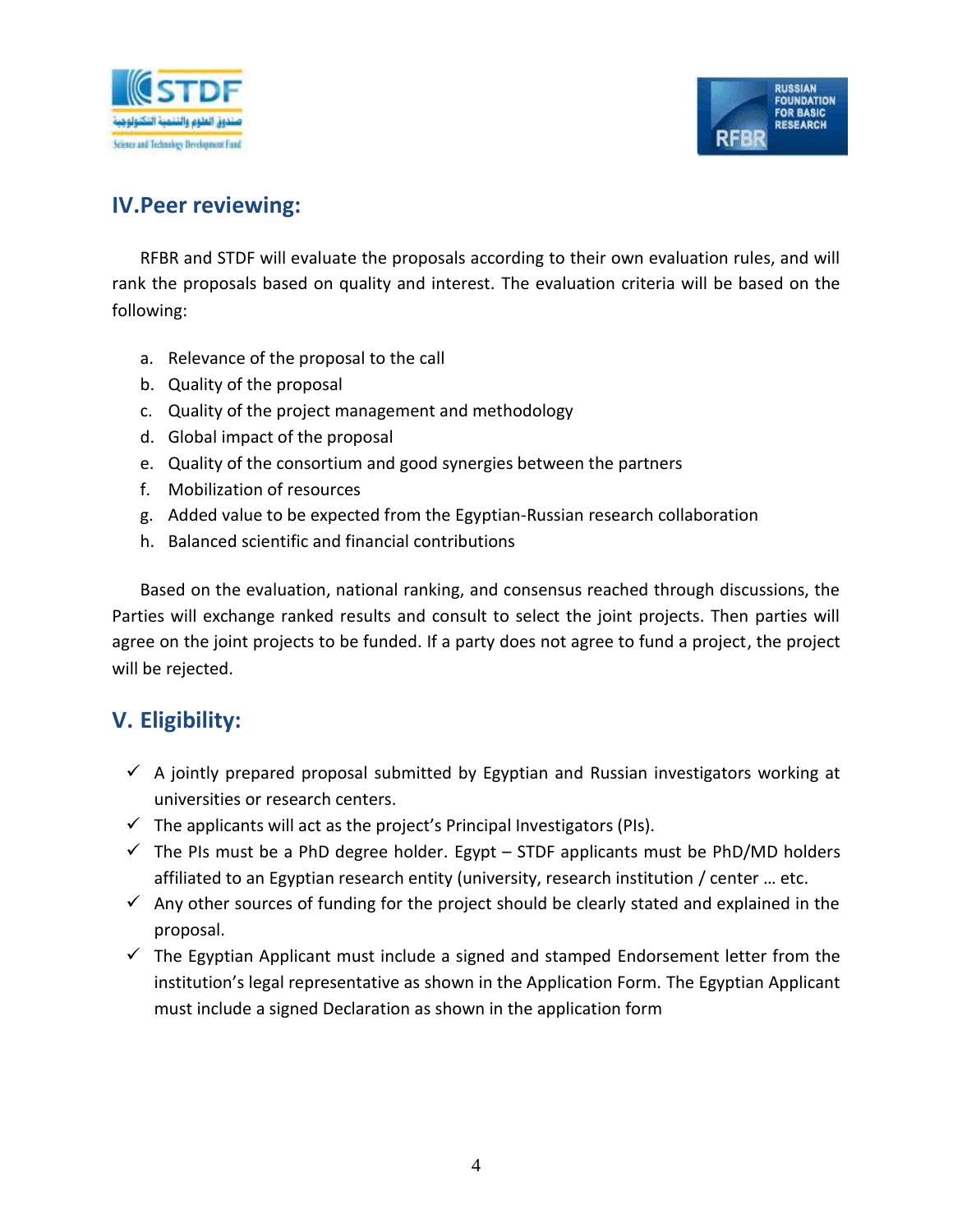## IV.Peer reviewing:

RFBR and STDF will evaluate the proposals according to their own evaluation rules, and will rank the proposals based on quality and interest. The evaluation criteria will be based on the following:

a. Relevance of the proposal to the call
b. Quality of the proposal
c. Quality of the project management and methodology
d. Global impact of the proposal
e. Quality of the consortium and good synergies between the partners
f. Mobilization of resources
g. Added value to be expected from the Egyptian-Russian research collaboration
h. Balanced scientific and financial contributions

Based on the evaluation, national ranking, and consensus reached through discussions, the Parties will exchange ranked results and consult to select the joint projects. Then parties will agree on the joint projects to be funded. If a party does not agree to fund a project, the project will be rejected.

## V. Eligibility:

- ✓ A jointly prepared proposal submitted by Egyptian and Russian investigators working at universities or research centers.
- ✓ The applicants will act as the project's Principal Investigators (PIs).
- ✓ The PIs must be a PhD degree holder. Egypt – STDF applicants must be PhD/MD holders affiliated to an Egyptian research entity (university, research institution / center … etc.
- ✓ Any other sources of funding for the project should be clearly stated and explained in the proposal.
- ✓ The Egyptian Applicant must include a signed and stamped Endorsement letter from the institution's legal representative as shown in the Application Form. The Egyptian Applicant must include a signed Declaration as shown in the application form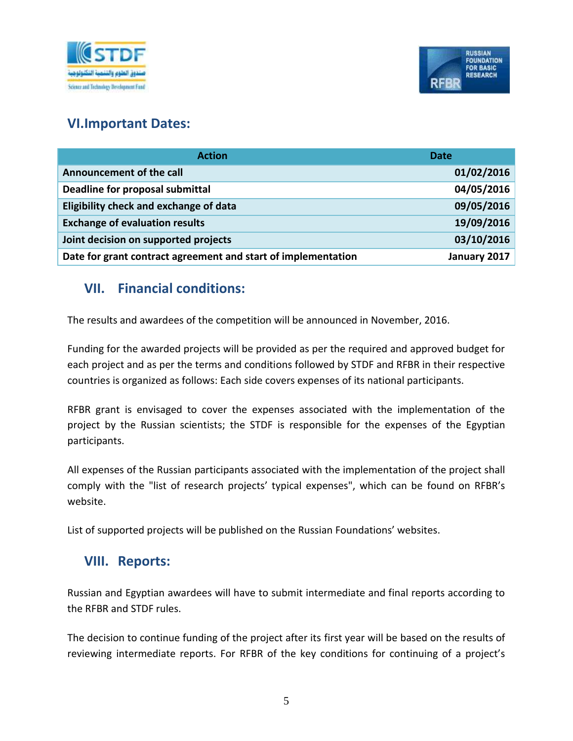## VI.Important Dates:

| Action | Date |
|---|---|
| **Announcement of the call** | **01/02/2016** |
| **Deadline for proposal submittal** | **04/05/2016** |
| **Eligibility check and exchange of data** | **09/05/2016** |
| **Exchange of evaluation results** | **19/09/2016** |
| **Joint decision on supported projects** | **03/10/2016** |
| **Date for grant contract agreement and start of implementation** | **January 2017** |

## VII. Financial conditions:

The results and awardees of the competition will be announced in November, 2016.

Funding for the awarded projects will be provided as per the required and approved budget for each project and as per the terms and conditions followed by STDF and RFBR in their respective countries is organized as follows: Each side covers expenses of its national participants.

RFBR grant is envisaged to cover the expenses associated with the implementation of the project by the Russian scientists; the STDF is responsible for the expenses of the Egyptian participants.

All expenses of the Russian participants associated with the implementation of the project shall comply with the "list of research projects' typical expenses", which can be found on RFBR's website.

List of supported projects will be published on the Russian Foundations' websites.

## VIII. Reports:

Russian and Egyptian awardees will have to submit intermediate and final reports according to the RFBR and STDF rules.

The decision to continue funding of the project after its first year will be based on the results of reviewing intermediate reports. For RFBR of the key conditions for continuing of a project's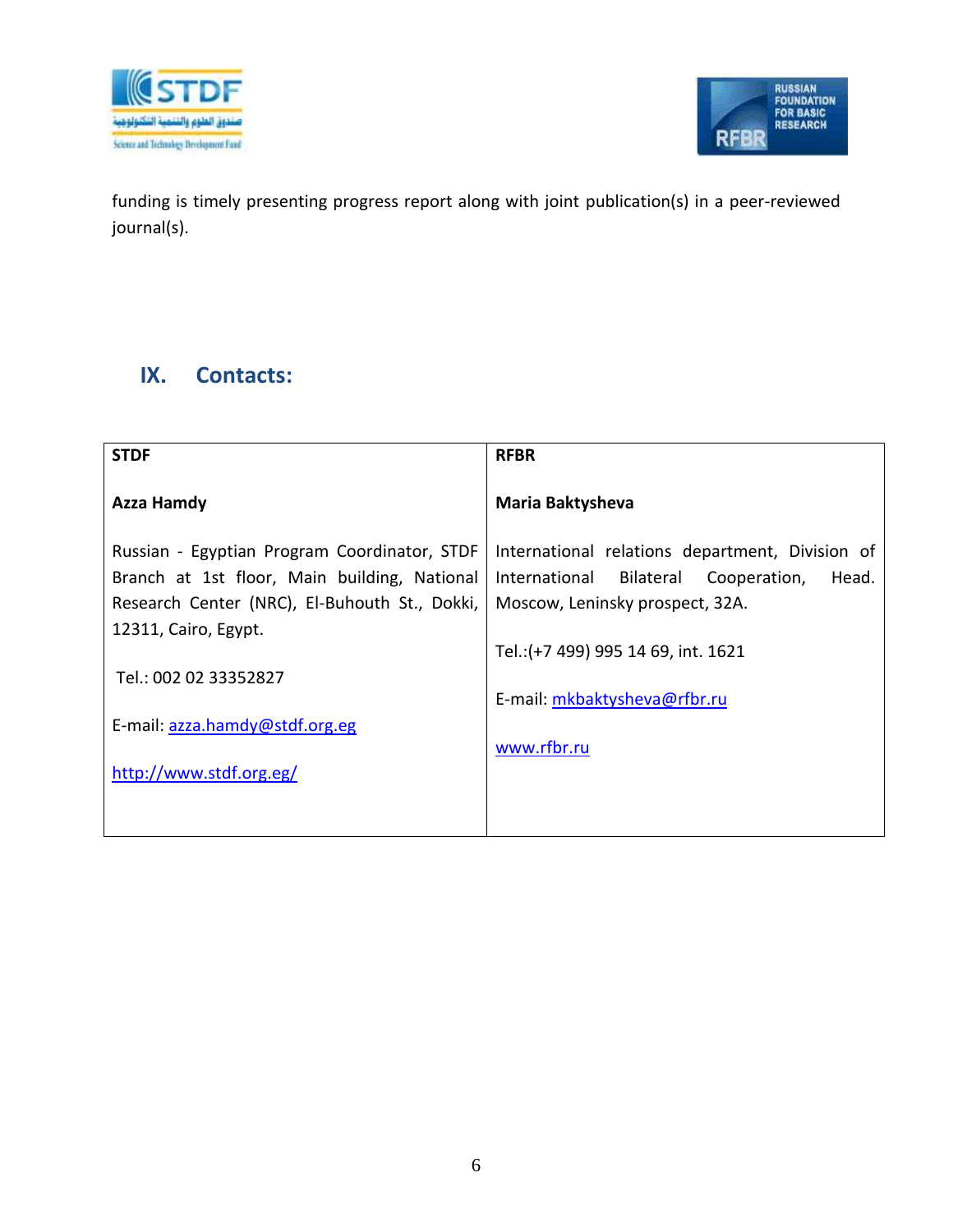funding is timely presenting progress report along with joint publication(s) in a peer-reviewed journal(s).

## IX. Contacts:

| STDF | RFBR |
|---|---|
| **Azza Hamdy** | **Maria Baktysheva** |
| Russian - Egyptian Program Coordinator, STDF Branch at 1st floor, Main building, National Research Center (NRC), El-Buhouth St., Dokki, 12311, Cairo, Egypt. | International relations department, Division of International Bilateral Cooperation, Head. Moscow, Leninsky prospect, 32A. |
| Tel.: 002 02 33352827 | Tel.:(+7 499) 995 14 69, int. 1621 |
| E-mail: azza.hamdy@stdf.org.eg | E-mail: mkbaktysheva@rfbr.ru |
| http://www.stdf.org.eg/ | www.rfbr.ru |